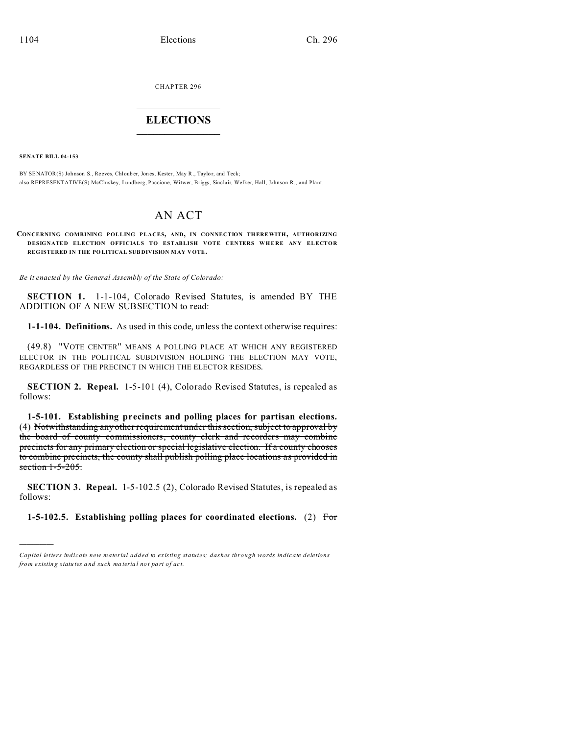CHAPTER 296

# ELECTIONS

**SENATE BILL 04-153**

BY SENATOR(S) Johnson S., Reeves, Chlouber, Jones, Kester, May R., Taylor, and Teck;
also REPRESENTATIVE(S) McCluskey, Lundberg, Paccione, Witwer, Briggs, Sinclair, Welker, Hall, Johnson R., and Plant.

# AN ACT

**CONCERNING COMBINING POLLING PLACES, AND, IN CONNECTION THEREWITH, AUTHORIZING DESIGNATED ELECTION OFFICIALS TO ESTABLISH VOTE CENTERS WHERE ANY ELECTOR REGISTERED IN THE POLITICAL SUBDIVISION MAY VOTE.**

*Be it enacted by the General Assembly of the State of Colorado:*

**SECTION 1.** 1-1-104, Colorado Revised Statutes, is amended BY THE ADDITION OF A NEW SUBSECTION to read:

**1-1-104. Definitions.** As used in this code, unless the context otherwise requires:

(49.8) "VOTE CENTER" MEANS A POLLING PLACE AT WHICH ANY REGISTERED ELECTOR IN THE POLITICAL SUBDIVISION HOLDING THE ELECTION MAY VOTE, REGARDLESS OF THE PRECINCT IN WHICH THE ELECTOR RESIDES.

**SECTION 2. Repeal.** 1-5-101 (4), Colorado Revised Statutes, is repealed as follows:

**1-5-101. Establishing precincts and polling places for partisan elections.** (4) ~~Notwithstanding any other requirement under this section, subject to approval by the board of county commissioners, county clerk and recorders may combine precincts for any primary election or special legislative election. If a county chooses to combine precincts, the county shall publish polling place locations as provided in section 1-5-205.~~

**SECTION 3. Repeal.** 1-5-102.5 (2), Colorado Revised Statutes, is repealed as follows:

**1-5-102.5. Establishing polling places for coordinated elections.** (2) ~~For~~

---

*Capital letters indicate new material added to existing statutes; dashes through words indicate deletions from existing statutes and such material not part of act.*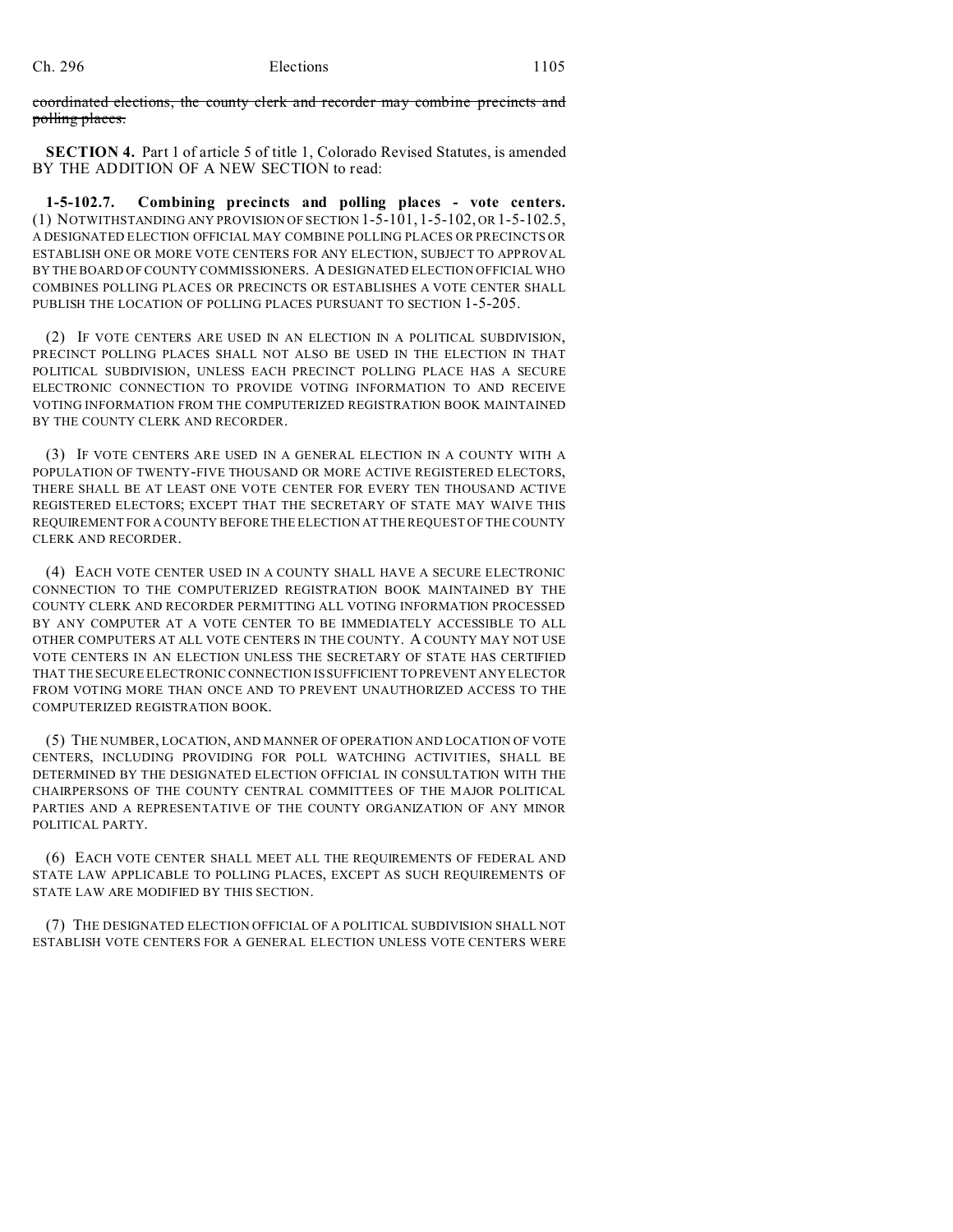~~coordinated elections, the county clerk and recorder may combine precincts and polling places.~~

**SECTION 4.** Part 1 of article 5 of title 1, Colorado Revised Statutes, is amended BY THE ADDITION OF A NEW SECTION to read:

**1-5-102.7. Combining precincts and polling places - vote centers.** (1) NOTWITHSTANDING ANY PROVISION OF SECTION 1-5-101, 1-5-102, OR 1-5-102.5, A DESIGNATED ELECTION OFFICIAL MAY COMBINE POLLING PLACES OR PRECINCTS OR ESTABLISH ONE OR MORE VOTE CENTERS FOR ANY ELECTION, SUBJECT TO APPROVAL BY THE BOARD OF COUNTY COMMISSIONERS. A DESIGNATED ELECTION OFFICIAL WHO COMBINES POLLING PLACES OR PRECINCTS OR ESTABLISHES A VOTE CENTER SHALL PUBLISH THE LOCATION OF POLLING PLACES PURSUANT TO SECTION 1-5-205.

(2) IF VOTE CENTERS ARE USED IN AN ELECTION IN A POLITICAL SUBDIVISION, PRECINCT POLLING PLACES SHALL NOT ALSO BE USED IN THE ELECTION IN THAT POLITICAL SUBDIVISION, UNLESS EACH PRECINCT POLLING PLACE HAS A SECURE ELECTRONIC CONNECTION TO PROVIDE VOTING INFORMATION TO AND RECEIVE VOTING INFORMATION FROM THE COMPUTERIZED REGISTRATION BOOK MAINTAINED BY THE COUNTY CLERK AND RECORDER.

(3) IF VOTE CENTERS ARE USED IN A GENERAL ELECTION IN A COUNTY WITH A POPULATION OF TWENTY-FIVE THOUSAND OR MORE ACTIVE REGISTERED ELECTORS, THERE SHALL BE AT LEAST ONE VOTE CENTER FOR EVERY TEN THOUSAND ACTIVE REGISTERED ELECTORS; EXCEPT THAT THE SECRETARY OF STATE MAY WAIVE THIS REQUIREMENT FOR A COUNTY BEFORE THE ELECTION AT THE REQUEST OF THE COUNTY CLERK AND RECORDER.

(4) EACH VOTE CENTER USED IN A COUNTY SHALL HAVE A SECURE ELECTRONIC CONNECTION TO THE COMPUTERIZED REGISTRATION BOOK MAINTAINED BY THE COUNTY CLERK AND RECORDER PERMITTING ALL VOTING INFORMATION PROCESSED BY ANY COMPUTER AT A VOTE CENTER TO BE IMMEDIATELY ACCESSIBLE TO ALL OTHER COMPUTERS AT ALL VOTE CENTERS IN THE COUNTY. A COUNTY MAY NOT USE VOTE CENTERS IN AN ELECTION UNLESS THE SECRETARY OF STATE HAS CERTIFIED THAT THE SECURE ELECTRONIC CONNECTION IS SUFFICIENT TO PREVENT ANY ELECTOR FROM VOTING MORE THAN ONCE AND TO PREVENT UNAUTHORIZED ACCESS TO THE COMPUTERIZED REGISTRATION BOOK.

(5) THE NUMBER, LOCATION, AND MANNER OF OPERATION AND LOCATION OF VOTE CENTERS, INCLUDING PROVIDING FOR POLL WATCHING ACTIVITIES, SHALL BE DETERMINED BY THE DESIGNATED ELECTION OFFICIAL IN CONSULTATION WITH THE CHAIRPERSONS OF THE COUNTY CENTRAL COMMITTEES OF THE MAJOR POLITICAL PARTIES AND A REPRESENTATIVE OF THE COUNTY ORGANIZATION OF ANY MINOR POLITICAL PARTY.

(6) EACH VOTE CENTER SHALL MEET ALL THE REQUIREMENTS OF FEDERAL AND STATE LAW APPLICABLE TO POLLING PLACES, EXCEPT AS SUCH REQUIREMENTS OF STATE LAW ARE MODIFIED BY THIS SECTION.

(7) THE DESIGNATED ELECTION OFFICIAL OF A POLITICAL SUBDIVISION SHALL NOT ESTABLISH VOTE CENTERS FOR A GENERAL ELECTION UNLESS VOTE CENTERS WERE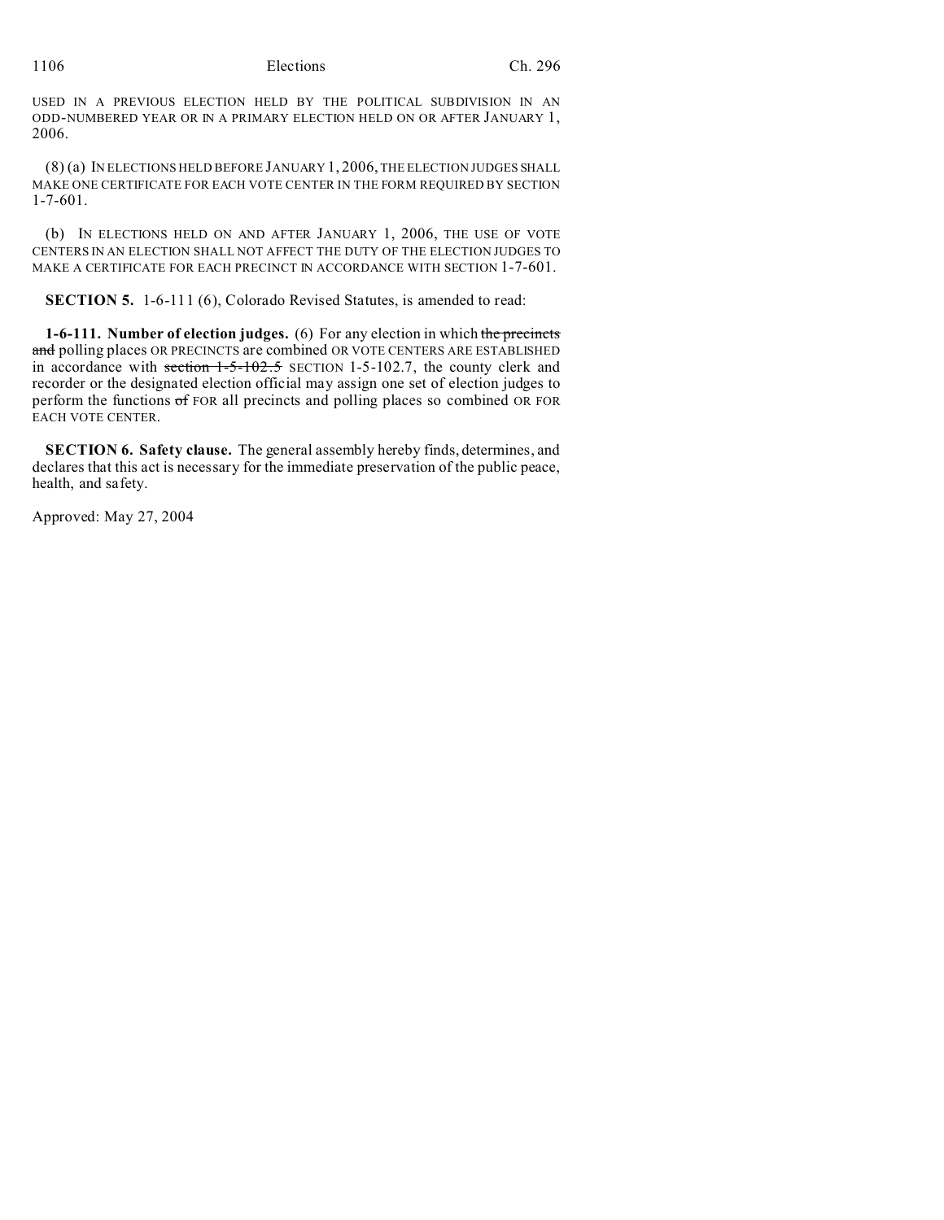USED IN A PREVIOUS ELECTION HELD BY THE POLITICAL SUBDIVISION IN AN ODD-NUMBERED YEAR OR IN A PRIMARY ELECTION HELD ON OR AFTER JANUARY 1, 2006.

(8) (a) IN ELECTIONS HELD BEFORE JANUARY 1, 2006, THE ELECTION JUDGES SHALL MAKE ONE CERTIFICATE FOR EACH VOTE CENTER IN THE FORM REQUIRED BY SECTION 1-7-601.

(b) IN ELECTIONS HELD ON AND AFTER JANUARY 1, 2006, THE USE OF VOTE CENTERS IN AN ELECTION SHALL NOT AFFECT THE DUTY OF THE ELECTION JUDGES TO MAKE A CERTIFICATE FOR EACH PRECINCT IN ACCORDANCE WITH SECTION 1-7-601.

**SECTION 5.** 1-6-111 (6), Colorado Revised Statutes, is amended to read:

**1-6-111. Number of election judges.** (6) For any election in which ~~the precincts and~~ polling places OR PRECINCTS are combined OR VOTE CENTERS ARE ESTABLISHED in accordance with ~~section 1-5-102.5~~ SECTION 1-5-102.7, the county clerk and recorder or the designated election official may assign one set of election judges to perform the functions ~~of~~ FOR all precincts and polling places so combined OR FOR EACH VOTE CENTER.

**SECTION 6. Safety clause.** The general assembly hereby finds, determines, and declares that this act is necessary for the immediate preservation of the public peace, health, and safety.

Approved: May 27, 2004